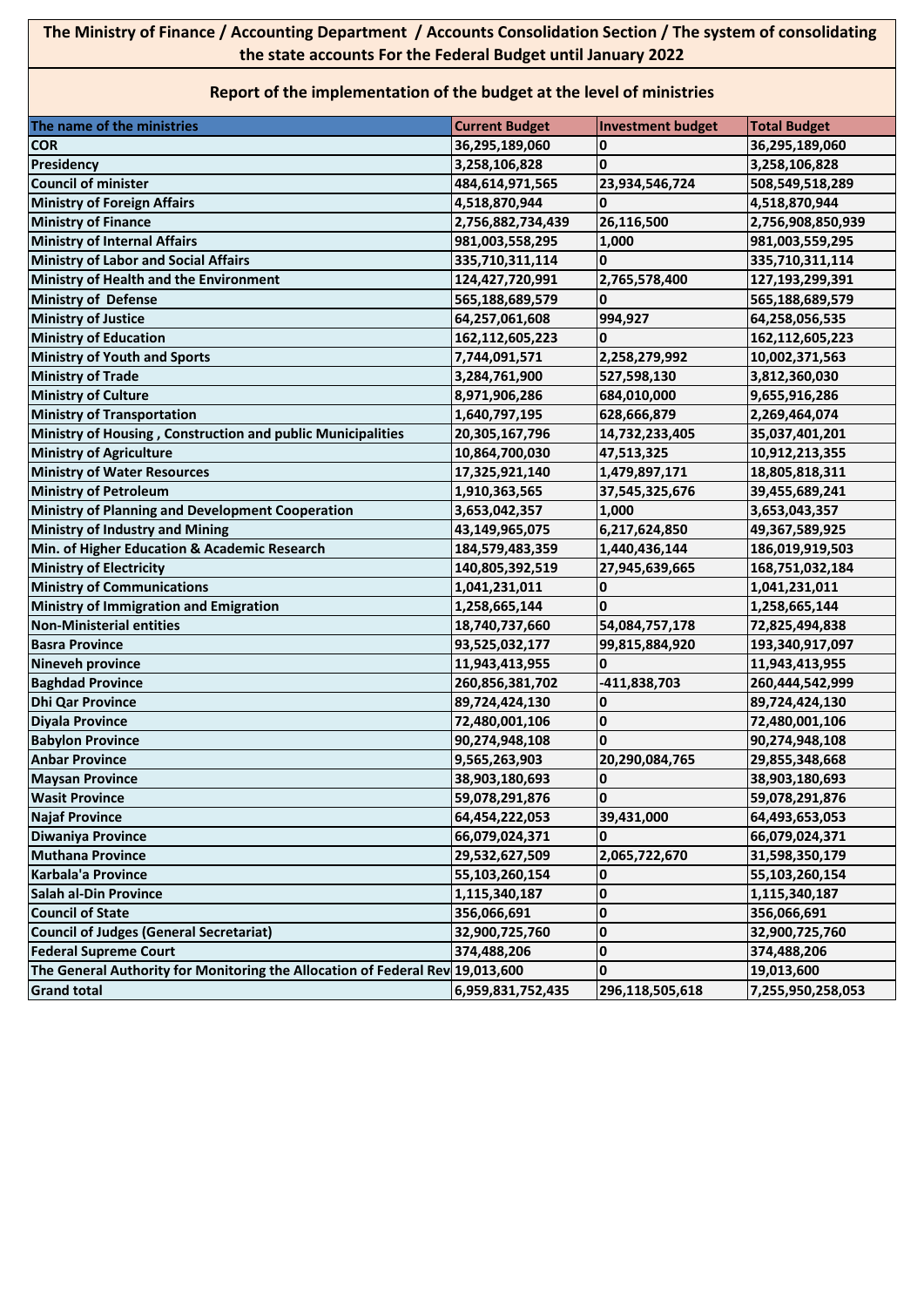**The Ministry of Finance / Accounting Department / Accounts Consolidation Section / The system of consolidating the state accounts For the Federal Budget until January 2022**

## Report of the implementation of the budget at the level of ministries

| The name of the ministries | Current Budget | Investment budget | Total Budget |
|---|---|---|---|
| COR | 36,295,189,060 | 0 | 36,295,189,060 |
| Presidency | 3,258,106,828 | 0 | 3,258,106,828 |
| Council of minister | 484,614,971,565 | 23,934,546,724 | 508,549,518,289 |
| Ministry of Foreign Affairs | 4,518,870,944 | 0 | 4,518,870,944 |
| Ministry of Finance | 2,756,882,734,439 | 26,116,500 | 2,756,908,850,939 |
| Ministry of Internal Affairs | 981,003,558,295 | 1,000 | 981,003,559,295 |
| Ministry of Labor and Social Affairs | 335,710,311,114 | 0 | 335,710,311,114 |
| Ministry of Health and the Environment | 124,427,720,991 | 2,765,578,400 | 127,193,299,391 |
| Ministry of Defense | 565,188,689,579 | 0 | 565,188,689,579 |
| Ministry of Justice | 64,257,061,608 | 994,927 | 64,258,056,535 |
| Ministry of Education | 162,112,605,223 | 0 | 162,112,605,223 |
| Ministry of Youth and Sports | 7,744,091,571 | 2,258,279,992 | 10,002,371,563 |
| Ministry of Trade | 3,284,761,900 | 527,598,130 | 3,812,360,030 |
| Ministry of Culture | 8,971,906,286 | 684,010,000 | 9,655,916,286 |
| Ministry of Transportation | 1,640,797,195 | 628,666,879 | 2,269,464,074 |
| Ministry of Housing , Construction and public Municipalities | 20,305,167,796 | 14,732,233,405 | 35,037,401,201 |
| Ministry of Agriculture | 10,864,700,030 | 47,513,325 | 10,912,213,355 |
| Ministry of Water Resources | 17,325,921,140 | 1,479,897,171 | 18,805,818,311 |
| Ministry of Petroleum | 1,910,363,565 | 37,545,325,676 | 39,455,689,241 |
| Ministry of Planning and Development Cooperation | 3,653,042,357 | 1,000 | 3,653,043,357 |
| Ministry of Industry and Mining | 43,149,965,075 | 6,217,624,850 | 49,367,589,925 |
| Min. of Higher Education & Academic Research | 184,579,483,359 | 1,440,436,144 | 186,019,919,503 |
| Ministry of Electricity | 140,805,392,519 | 27,945,639,665 | 168,751,032,184 |
| Ministry of Communications | 1,041,231,011 | 0 | 1,041,231,011 |
| Ministry of Immigration and Emigration | 1,258,665,144 | 0 | 1,258,665,144 |
| Non-Ministerial entities | 18,740,737,660 | 54,084,757,178 | 72,825,494,838 |
| Basra Province | 93,525,032,177 | 99,815,884,920 | 193,340,917,097 |
| Nineveh province | 11,943,413,955 | 0 | 11,943,413,955 |
| Baghdad Province | 260,856,381,702 | -411,838,703 | 260,444,542,999 |
| Dhi Qar Province | 89,724,424,130 | 0 | 89,724,424,130 |
| Diyala Province | 72,480,001,106 | 0 | 72,480,001,106 |
| Babylon Province | 90,274,948,108 | 0 | 90,274,948,108 |
| Anbar Province | 9,565,263,903 | 20,290,084,765 | 29,855,348,668 |
| Maysan Province | 38,903,180,693 | 0 | 38,903,180,693 |
| Wasit Province | 59,078,291,876 | 0 | 59,078,291,876 |
| Najaf Province | 64,454,222,053 | 39,431,000 | 64,493,653,053 |
| Diwaniya Province | 66,079,024,371 | 0 | 66,079,024,371 |
| Muthana Province | 29,532,627,509 | 2,065,722,670 | 31,598,350,179 |
| Karbala'a Province | 55,103,260,154 | 0 | 55,103,260,154 |
| Salah al-Din Province | 1,115,340,187 | 0 | 1,115,340,187 |
| Council of State | 356,066,691 | 0 | 356,066,691 |
| Council of Judges (General Secretariat) | 32,900,725,760 | 0 | 32,900,725,760 |
| Federal Supreme Court | 374,488,206 | 0 | 374,488,206 |
| The General Authority for Monitoring the Allocation of Federal Rev | 19,013,600 | 0 | 19,013,600 |
| Grand total | 6,959,831,752,435 | 296,118,505,618 | 7,255,950,258,053 |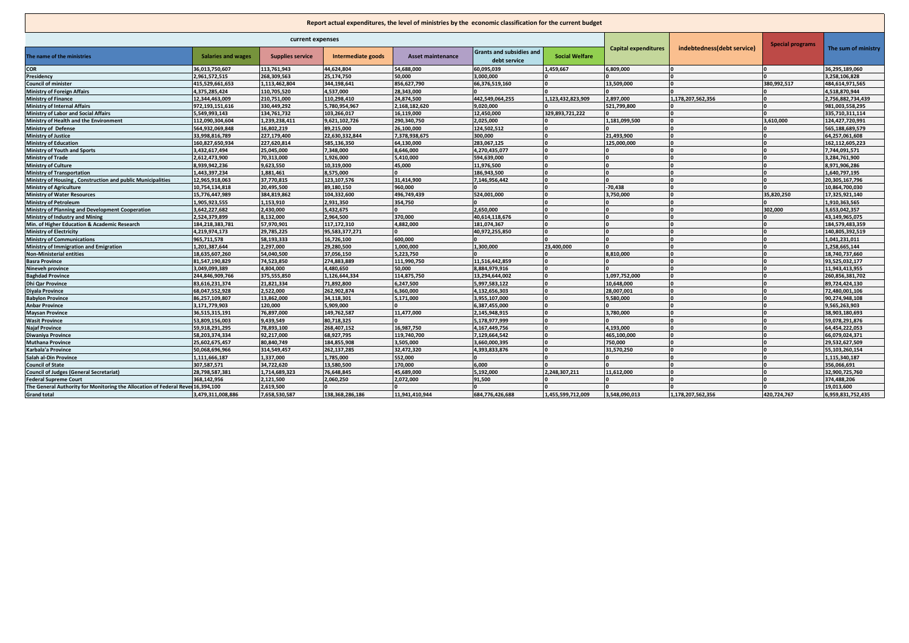**Report actual expenditures, the level of ministries by the economic classification for the current budget**

| The name of the ministries | current expenses | | | | | | Capital expenditures | indebtedness(debt service) | Special programs | The sum of ministry |
|---|---|---|---|---|---|---|---|---|---|---|
| | Salaries and wages | Supplies service | Intermediate goods | Asset maintenance | Grants and subsidies and debt service | Social Welfare | | | | |
| COR | 36,013,750,607 | 113,761,943 | 44,624,804 | 54,688,000 | 60,095,039 | 1,459,667 | 6,809,000 | 0 | 0 | 36,295,189,060 |
| Presidency | 2,961,572,515 | 268,309,563 | 25,174,750 | 50,000 | 3,000,000 | 0 | 0 | 0 | 0 | 3,258,106,828 |
| Council of minister | 415,529,661,653 | 1,113,462,804 | 344,198,641 | 856,627,790 | 66,376,519,160 | 0 | 13,509,000 | 0 | 380,992,517 | 484,614,971,565 |
| Ministry of Foreign Affairs | 4,375,285,424 | 110,705,520 | 4,537,000 | 28,343,000 | 0 | 0 | 0 | 0 | 0 | 4,518,870,944 |
| Ministry of Finance | 12,344,463,009 | 210,751,000 | 110,298,410 | 24,874,500 | 442,549,064,255 | 1,123,432,823,909 | 2,897,000 | 1,178,207,562,356 | 0 | 2,756,882,734,439 |
| Ministry of Internal Affairs | 972,193,151,616 | 330,449,292 | 5,780,954,967 | 2,168,182,620 | 9,020,000 | 0 | 521,799,800 | 0 | 0 | 981,003,558,295 |
| Ministry of Labor and Social Affairs | 5,549,993,143 | 134,761,732 | 103,266,017 | 16,119,000 | 12,450,000 | 329,893,721,222 | 0 | 0 | 0 | 335,710,311,114 |
| Ministry of Health and the Environment | 112,090,304,604 | 1,239,238,411 | 9,621,102,726 | 290,340,750 | 2,025,000 | 0 | 1,181,099,500 | 0 | 3,610,000 | 124,427,720,991 |
| Ministry of Defense | 564,932,069,848 | 16,802,219 | 89,215,000 | 26,100,000 | 124,502,512 | 0 | 0 | 0 | 0 | 565,188,689,579 |
| Ministry of Justice | 33,998,816,789 | 227,179,400 | 22,630,332,844 | 7,378,938,675 | 300,000 | 0 | 21,493,900 | 0 | 0 | 64,257,061,608 |
| Ministry of Education | 160,827,650,934 | 227,620,814 | 585,136,350 | 64,130,000 | 283,067,125 | 0 | 125,000,000 | 0 | 0 | 162,112,605,223 |
| Ministry of Youth and Sports | 3,432,617,494 | 25,045,000 | 7,348,000 | 8,646,000 | 4,270,435,077 | 0 | 0 | 0 | 0 | 7,744,091,571 |
| Ministry of Trade | 2,612,473,900 | 70,313,000 | 1,926,000 | 5,410,000 | 594,639,000 | 0 | 0 | 0 | 0 | 3,284,761,900 |
| Ministry of Culture | 8,939,942,236 | 9,623,550 | 10,319,000 | 45,000 | 11,976,500 | 0 | 0 | 0 | 0 | 8,971,906,286 |
| Ministry of Transportation | 1,443,397,234 | 1,881,461 | 8,575,000 | 0 | 186,943,500 | 0 | 0 | 0 | 0 | 1,640,797,195 |
| Ministry of Housing , Construction and public Municipalities | 12,965,918,063 | 37,770,815 | 123,107,576 | 31,414,900 | 7,146,956,442 | 0 | 0 | 0 | 0 | 20,305,167,796 |
| Ministry of Agriculture | 10,754,134,818 | 20,495,500 | 89,180,150 | 960,000 | 0 | 0 | -70,438 | 0 | 0 | 10,864,700,030 |
| Ministry of Water Resources | 15,776,447,989 | 384,819,862 | 104,332,600 | 496,749,439 | 524,001,000 | 0 | 3,750,000 | 0 | 35,820,250 | 17,325,921,140 |
| Ministry of Petroleum | 1,905,923,555 | 1,153,910 | 2,931,350 | 354,750 | 0 | 0 | 0 | 0 | 0 | 1,910,363,565 |
| Ministry of Planning and Development Cooperation | 3,642,227,682 | 2,430,000 | 5,432,675 | 0 | 2,650,000 | 0 | 0 | 0 | 302,000 | 3,653,042,357 |
| Ministry of Industry and Mining | 2,524,379,899 | 8,132,000 | 2,964,500 | 370,000 | 40,614,118,676 | 0 | 0 | 0 | 0 | 43,149,965,075 |
| Min. of Higher Education & Academic Research | 184,218,383,781 | 57,970,901 | 117,172,310 | 4,882,000 | 181,074,367 | 0 | 0 | 0 | 0 | 184,579,483,359 |
| Ministry of Electricity | 4,219,974,173 | 29,785,225 | 95,583,377,271 | 0 | 40,972,255,850 | 0 | 0 | 0 | 0 | 140,805,392,519 |
| Ministry of Communications | 965,711,578 | 58,193,333 | 16,726,100 | 600,000 | 0 | 0 | 0 | 0 | 0 | 1,041,231,011 |
| Ministry of Immigration and Emigration | 1,201,387,644 | 2,297,000 | 29,280,500 | 1,000,000 | 1,300,000 | 23,400,000 | 0 | 0 | 0 | 1,258,665,144 |
| Non-Ministerial entities | 18,635,607,260 | 54,040,500 | 37,056,150 | 5,223,750 | 0 | 0 | 8,810,000 | 0 | 0 | 18,740,737,660 |
| Basra Province | 81,547,190,829 | 74,523,850 | 274,883,889 | 111,990,750 | 11,516,442,859 | 0 | 0 | 0 | 0 | 93,525,032,177 |
| Nineveh province | 3,049,099,389 | 4,804,000 | 4,480,650 | 50,000 | 8,884,979,916 | 0 | 0 | 0 | 0 | 11,943,413,955 |
| Baghdad Province | 244,846,909,766 | 375,555,850 | 1,126,644,334 | 114,875,750 | 13,294,644,002 | 0 | 1,097,752,000 | 0 | 0 | 260,856,381,702 |
| Dhi Qar Province | 83,616,231,374 | 21,821,334 | 71,892,800 | 6,247,500 | 5,997,583,122 | 0 | 10,648,000 | 0 | 0 | 89,724,424,130 |
| Diyala Province | 68,047,552,928 | 2,522,000 | 262,902,874 | 6,360,000 | 4,132,656,303 | 0 | 28,007,001 | 0 | 0 | 72,480,001,106 |
| Babylon Province | 86,257,109,807 | 13,862,000 | 34,118,301 | 5,171,000 | 3,955,107,000 | 0 | 9,580,000 | 0 | 0 | 90,274,948,108 |
| Anbar Province | 3,171,779,903 | 120,000 | 5,909,000 | 0 | 6,387,455,000 | 0 | 0 | 0 | 0 | 9,565,263,903 |
| Maysan Province | 36,515,315,191 | 76,897,000 | 149,762,587 | 11,477,000 | 2,145,948,915 | 0 | 3,780,000 | 0 | 0 | 38,903,180,693 |
| Wasit Province | 53,809,156,003 | 9,439,549 | 80,718,325 | 0 | 5,178,977,999 | 0 | 0 | 0 | 0 | 59,078,291,876 |
| Najaf Province | 59,918,291,295 | 78,893,100 | 268,407,152 | 16,987,750 | 4,167,449,756 | 0 | 4,193,000 | 0 | 0 | 64,454,222,053 |
| Diwaniya Province | 58,203,374,334 | 92,217,000 | 68,927,795 | 119,740,700 | 7,129,664,542 | 0 | 465,100,000 | 0 | 0 | 66,079,024,371 |
| Muthana Province | 25,602,675,457 | 80,840,749 | 184,855,908 | 3,505,000 | 3,660,000,395 | 0 | 750,000 | 0 | 0 | 29,532,627,509 |
| Karbala'a Province | 50,068,696,966 | 314,549,457 | 262,137,285 | 32,472,320 | 4,393,833,876 | 0 | 31,570,250 | 0 | 0 | 55,103,260,154 |
| Salah al-Din Province | 1,111,666,187 | 1,337,000 | 1,785,000 | 552,000 | 0 | 0 | 0 | 0 | 0 | 1,115,340,187 |
| Council of State | 307,587,571 | 34,722,620 | 13,580,500 | 170,000 | 6,000 | 0 | 0 | 0 | 0 | 356,066,691 |
| Council of Judges (General Secretariat) | 28,798,587,381 | 1,714,689,323 | 76,648,845 | 45,689,000 | 5,192,000 | 2,248,307,211 | 11,612,000 | 0 | 0 | 32,900,725,760 |
| Federal Supreme Court | 368,142,956 | 2,121,500 | 2,060,250 | 2,072,000 | 91,500 | 0 | 0 | 0 | 0 | 374,488,206 |
| The General Authority for Monitoring the Allocation of Federal Rever | 16,394,100 | 2,619,500 | 0 | 0 | 0 | 0 | 0 | 0 | 0 | 19,013,600 |
| Grand total | 3,479,311,008,886 | 7,658,530,587 | 138,368,286,186 | 11,941,410,944 | 684,776,426,688 | 1,455,599,712,009 | 3,548,090,013 | 1,178,207,562,356 | 420,724,767 | 6,959,831,752,435 |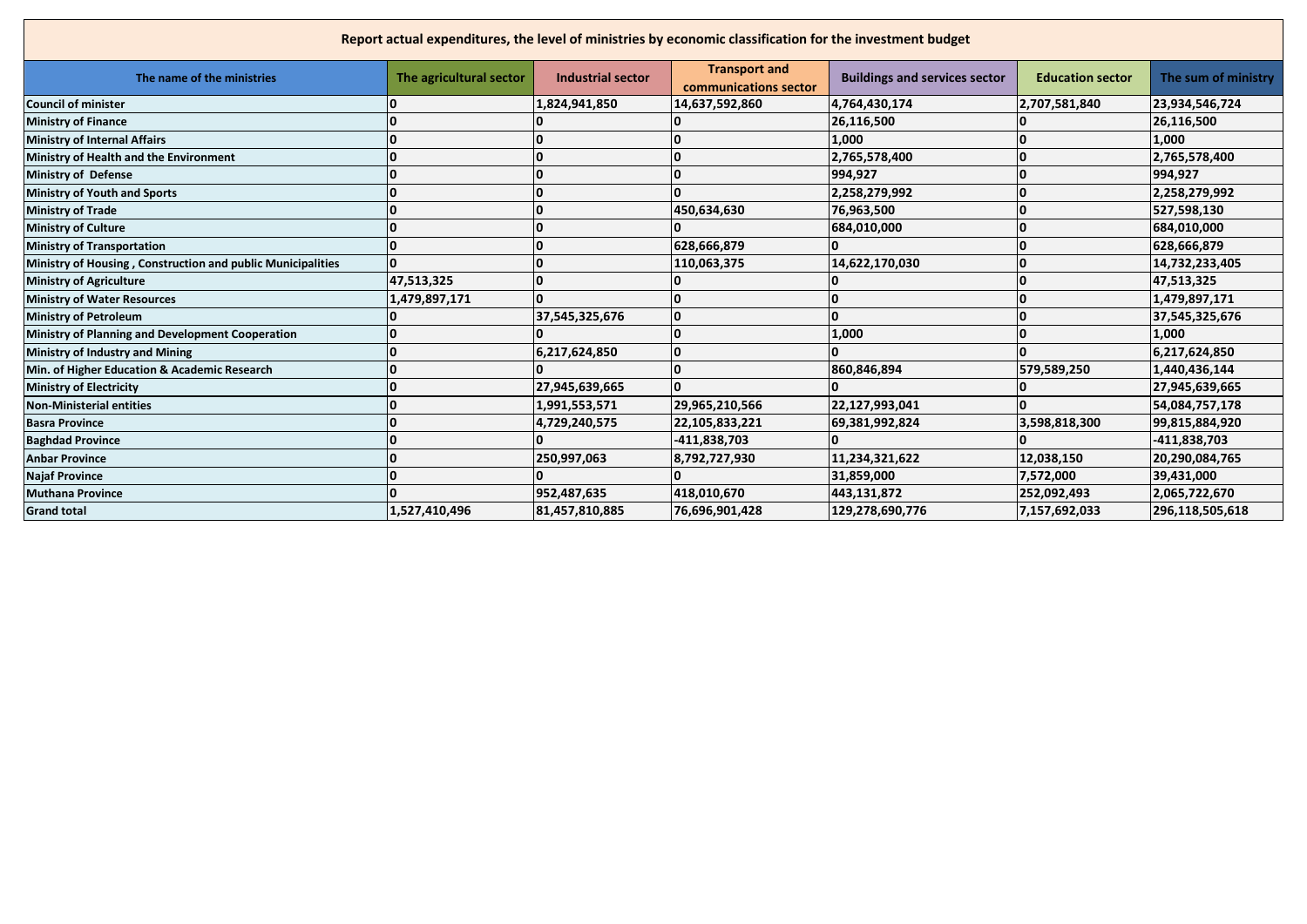**Report actual expenditures, the level of ministries by economic classification for the investment budget**

| The name of the ministries | The agricultural sector | Industrial sector | Transport and communications sector | Buildings and services sector | Education sector | The sum of ministry |
|---|---|---|---|---|---|---|
| Council of minister | 0 | 1,824,941,850 | 14,637,592,860 | 4,764,430,174 | 2,707,581,840 | 23,934,546,724 |
| Ministry of Finance | 0 | 0 | 0 | 26,116,500 | 0 | 26,116,500 |
| Ministry of Internal Affairs | 0 | 0 | 0 | 1,000 | 0 | 1,000 |
| Ministry of Health and the Environment | 0 | 0 | 0 | 2,765,578,400 | 0 | 2,765,578,400 |
| Ministry of Defense | 0 | 0 | 0 | 994,927 | 0 | 994,927 |
| Ministry of Youth and Sports | 0 | 0 | 0 | 2,258,279,992 | 0 | 2,258,279,992 |
| Ministry of Trade | 0 | 0 | 450,634,630 | 76,963,500 | 0 | 527,598,130 |
| Ministry of Culture | 0 | 0 | 0 | 684,010,000 | 0 | 684,010,000 |
| Ministry of Transportation | 0 | 0 | 628,666,879 | 0 | 0 | 628,666,879 |
| Ministry of Housing , Construction and public Municipalities | 0 | 0 | 110,063,375 | 14,622,170,030 | 0 | 14,732,233,405 |
| Ministry of Agriculture | 47,513,325 | 0 | 0 | 0 | 0 | 47,513,325 |
| Ministry of Water Resources | 1,479,897,171 | 0 | 0 | 0 | 0 | 1,479,897,171 |
| Ministry of Petroleum | 0 | 37,545,325,676 | 0 | 0 | 0 | 37,545,325,676 |
| Ministry of Planning and Development Cooperation | 0 | 0 | 0 | 1,000 | 0 | 1,000 |
| Ministry of Industry and Mining | 0 | 6,217,624,850 | 0 | 0 | 0 | 6,217,624,850 |
| Min. of Higher Education & Academic Research | 0 | 0 | 0 | 860,846,894 | 579,589,250 | 1,440,436,144 |
| Ministry of Electricity | 0 | 27,945,639,665 | 0 | 0 | 0 | 27,945,639,665 |
| Non-Ministerial entities | 0 | 1,991,553,571 | 29,965,210,566 | 22,127,993,041 | 0 | 54,084,757,178 |
| Basra Province | 0 | 4,729,240,575 | 22,105,833,221 | 69,381,992,824 | 3,598,818,300 | 99,815,884,920 |
| Baghdad Province | 0 | 0 | -411,838,703 | 0 | 0 | -411,838,703 |
| Anbar Province | 0 | 250,997,063 | 8,792,727,930 | 11,234,321,622 | 12,038,150 | 20,290,084,765 |
| Najaf Province | 0 | 0 | 0 | 31,859,000 | 7,572,000 | 39,431,000 |
| Muthana Province | 0 | 952,487,635 | 418,010,670 | 443,131,872 | 252,092,493 | 2,065,722,670 |
| Grand total | 1,527,410,496 | 81,457,810,885 | 76,696,901,428 | 129,278,690,776 | 7,157,692,033 | 296,118,505,618 |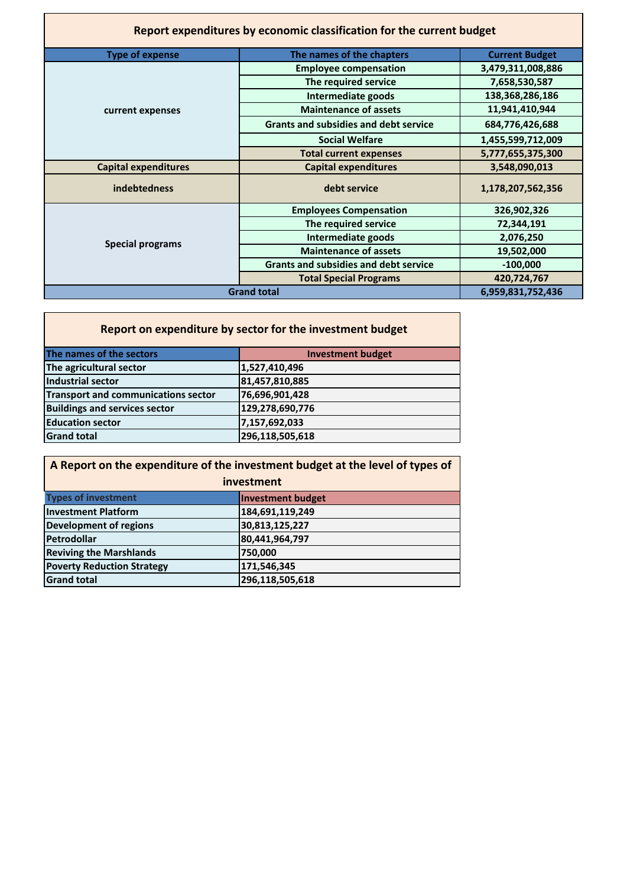## Report expenditures by economic classification for the current budget

| Type of expense | The names of the chapters | Current Budget |
| --- | --- | --- |
| current expenses | Employee compensation | 3,479,311,008,886 |
| | The required service | 7,658,530,587 |
| | Intermediate goods | 138,368,286,186 |
| | Maintenance of assets | 11,941,410,944 |
| | Grants and subsidies and debt service | 684,776,426,688 |
| | Social Welfare | 1,455,599,712,009 |
| | Total current expenses | 5,777,655,375,300 |
| Capital expenditures | Capital expenditures | 3,548,090,013 |
| indebtedness | debt service | 1,178,207,562,356 |
| Special programs | Employees Compensation | 326,902,326 |
| | The required service | 72,344,191 |
| | Intermediate goods | 2,076,250 |
| | Maintenance of assets | 19,502,000 |
| | Grants and subsidies and debt service | -100,000 |
| | Total Special Programs | 420,724,767 |
| Grand total | | 6,959,831,752,436 |

## Report on expenditure by sector for the investment budget

| The names of the sectors | Investment budget |
| --- | --- |
| The agricultural sector | 1,527,410,496 |
| Industrial sector | 81,457,810,885 |
| Transport and communications sector | 76,696,901,428 |
| Buildings and services sector | 129,278,690,776 |
| Education sector | 7,157,692,033 |
| Grand total | 296,118,505,618 |

## A Report on the expenditure of the investment budget at the level of types of investment

| Types of investment | Investment budget |
| --- | --- |
| Investment Platform | 184,691,119,249 |
| Development of regions | 30,813,125,227 |
| Petrodollar | 80,441,964,797 |
| Reviving the Marshlands | 750,000 |
| Poverty Reduction Strategy | 171,546,345 |
| Grand total | 296,118,505,618 |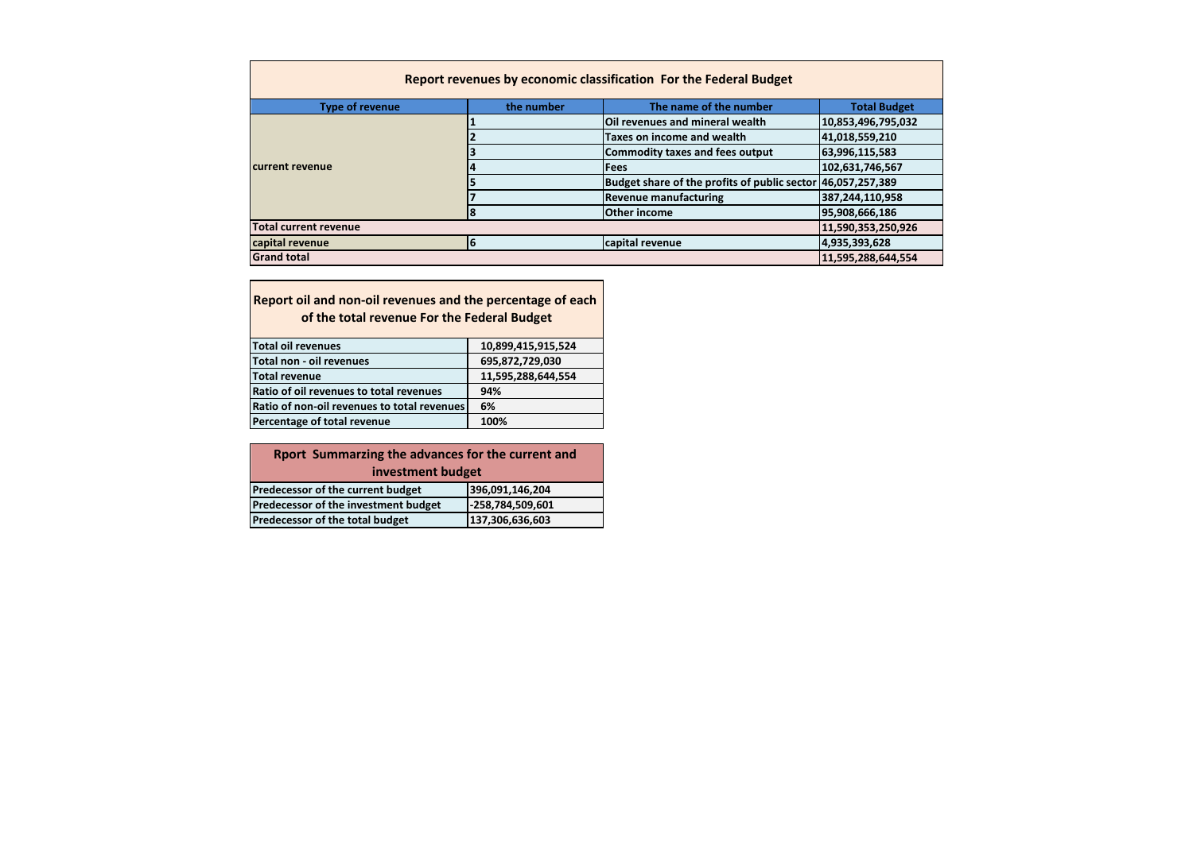## Report revenues by economic classification For the Federal Budget

| Type of revenue | the number | The name of the number | Total Budget |
|---|---|---|---|
| current revenue | 1 | Oil revenues and mineral wealth | 10,853,496,795,032 |
| | 2 | Taxes on income and wealth | 41,018,559,210 |
| | 3 | Commodity taxes and fees output | 63,996,115,583 |
| | 4 | Fees | 102,631,746,567 |
| | 5 | Budget share of the profits of public sector | 46,057,257,389 |
| | 7 | Revenue manufacturing | 387,244,110,958 |
| | 8 | Other income | 95,908,666,186 |
| Total current revenue | | | 11,590,353,250,926 |
| capital revenue | 6 | capital revenue | 4,935,393,628 |
| Grand total | | | 11,595,288,644,554 |

## Report oil and non-oil revenues and the percentage of each of the total revenue For the Federal Budget

| | |
|---|---|
| Total oil revenues | 10,899,415,915,524 |
| Total non - oil revenues | 695,872,729,030 |
| Total revenue | 11,595,288,644,554 |
| Ratio of oil revenues to total revenues | 94% |
| Ratio of non-oil revenues to total revenues | 6% |
| Percentage of total revenue | 100% |

## Rport Summarzing the advances for the current and investment budget

| | |
|---|---|
| Predecessor of the current budget | 396,091,146,204 |
| Predecessor of the investment budget | -258,784,509,601 |
| Predecessor of the total budget | 137,306,636,603 |